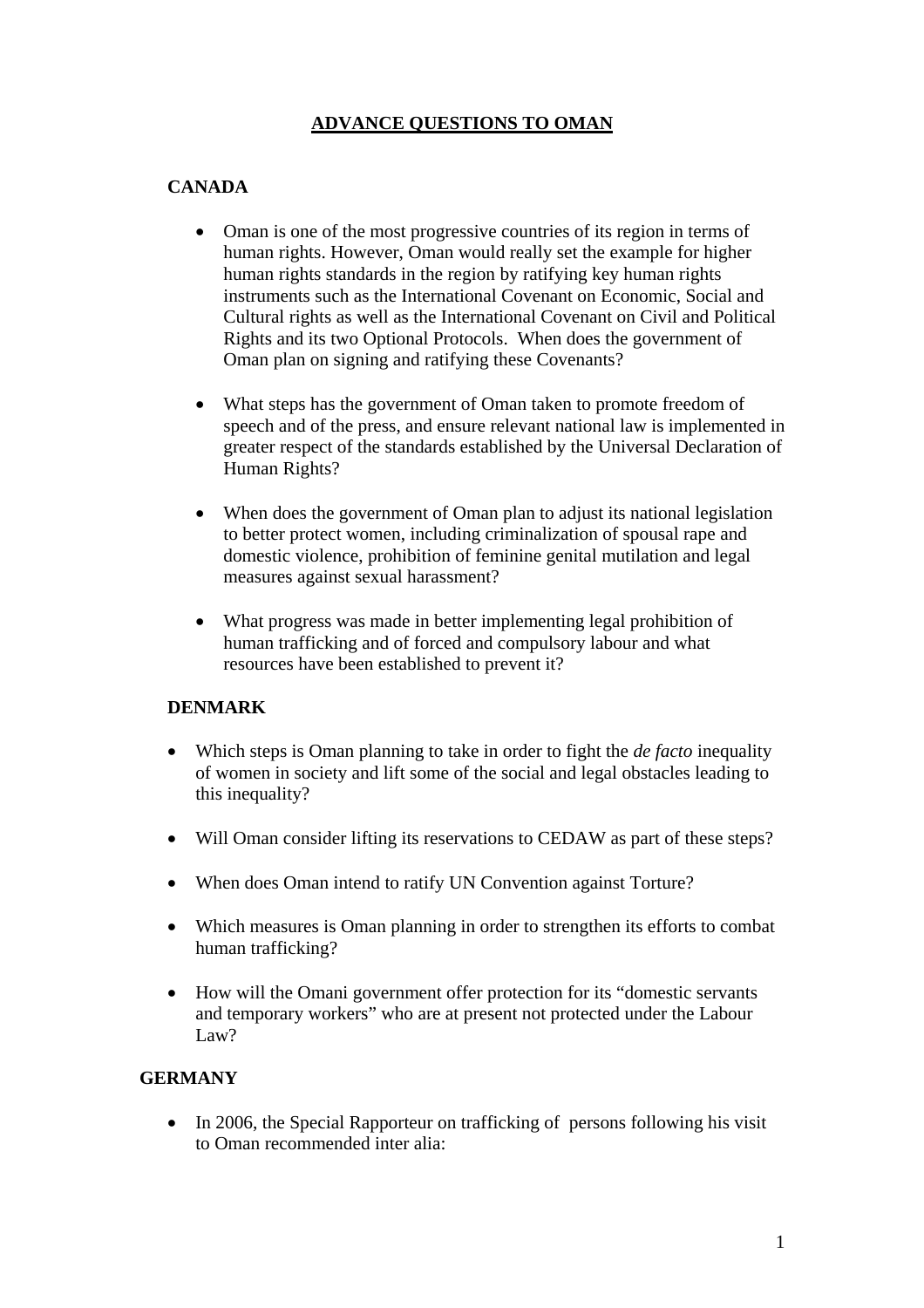# ADVANCE QUESTIONS TO OMAN

## CANADA

- Oman is one of the most progressive countries of its region in terms of human rights. However, Oman would really set the example for higher human rights standards in the region by ratifying key human rights instruments such as the International Covenant on Economic, Social and Cultural rights as well as the International Covenant on Civil and Political Rights and its two Optional Protocols. When does the government of Oman plan on signing and ratifying these Covenants?

- What steps has the government of Oman taken to promote freedom of speech and of the press, and ensure relevant national law is implemented in greater respect of the standards established by the Universal Declaration of Human Rights?

- When does the government of Oman plan to adjust its national legislation to better protect women, including criminalization of spousal rape and domestic violence, prohibition of feminine genital mutilation and legal measures against sexual harassment?

- What progress was made in better implementing legal prohibition of human trafficking and of forced and compulsory labour and what resources have been established to prevent it?

## DENMARK

- Which steps is Oman planning to take in order to fight the *de facto* inequality of women in society and lift some of the social and legal obstacles leading to this inequality?

- Will Oman consider lifting its reservations to CEDAW as part of these steps?

- When does Oman intend to ratify UN Convention against Torture?

- Which measures is Oman planning in order to strengthen its efforts to combat human trafficking?

- How will the Omani government offer protection for its "domestic servants and temporary workers" who are at present not protected under the Labour Law?

## GERMANY

- In 2006, the Special Rapporteur on trafficking of persons following his visit to Oman recommended inter alia: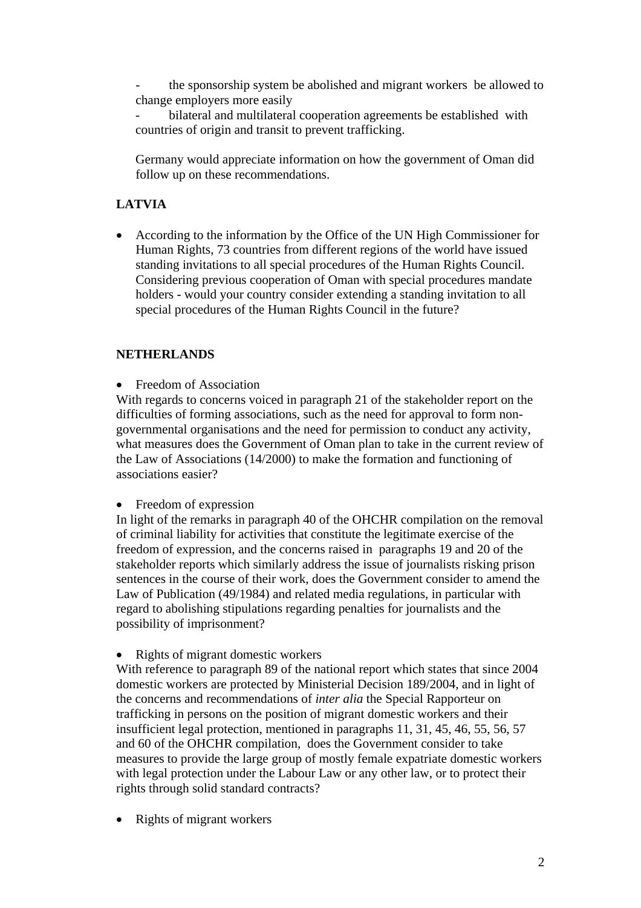- the sponsorship system be abolished and migrant workers be allowed to change employers more easily
- bilateral and multilateral cooperation agreements be established with countries of origin and transit to prevent trafficking.

Germany would appreciate information on how the government of Oman did follow up on these recommendations.

## LATVIA

- According to the information by the Office of the UN High Commissioner for Human Rights, 73 countries from different regions of the world have issued standing invitations to all special procedures of the Human Rights Council. Considering previous cooperation of Oman with special procedures mandate holders - would your country consider extending a standing invitation to all special procedures of the Human Rights Council in the future?

## NETHERLANDS

- Freedom of Association

With regards to concerns voiced in paragraph 21 of the stakeholder report on the difficulties of forming associations, such as the need for approval to form non-governmental organisations and the need for permission to conduct any activity, what measures does the Government of Oman plan to take in the current review of the Law of Associations (14/2000) to make the formation and functioning of associations easier?

- Freedom of expression

In light of the remarks in paragraph 40 of the OHCHR compilation on the removal of criminal liability for activities that constitute the legitimate exercise of the freedom of expression, and the concerns raised in paragraphs 19 and 20 of the stakeholder reports which similarly address the issue of journalists risking prison sentences in the course of their work, does the Government consider to amend the Law of Publication (49/1984) and related media regulations, in particular with regard to abolishing stipulations regarding penalties for journalists and the possibility of imprisonment?

- Rights of migrant domestic workers

With reference to paragraph 89 of the national report which states that since 2004 domestic workers are protected by Ministerial Decision 189/2004, and in light of the concerns and recommendations of *inter alia* the Special Rapporteur on trafficking in persons on the position of migrant domestic workers and their insufficient legal protection, mentioned in paragraphs 11, 31, 45, 46, 55, 56, 57 and 60 of the OHCHR compilation, does the Government consider to take measures to provide the large group of mostly female expatriate domestic workers with legal protection under the Labour Law or any other law, or to protect their rights through solid standard contracts?

- Rights of migrant workers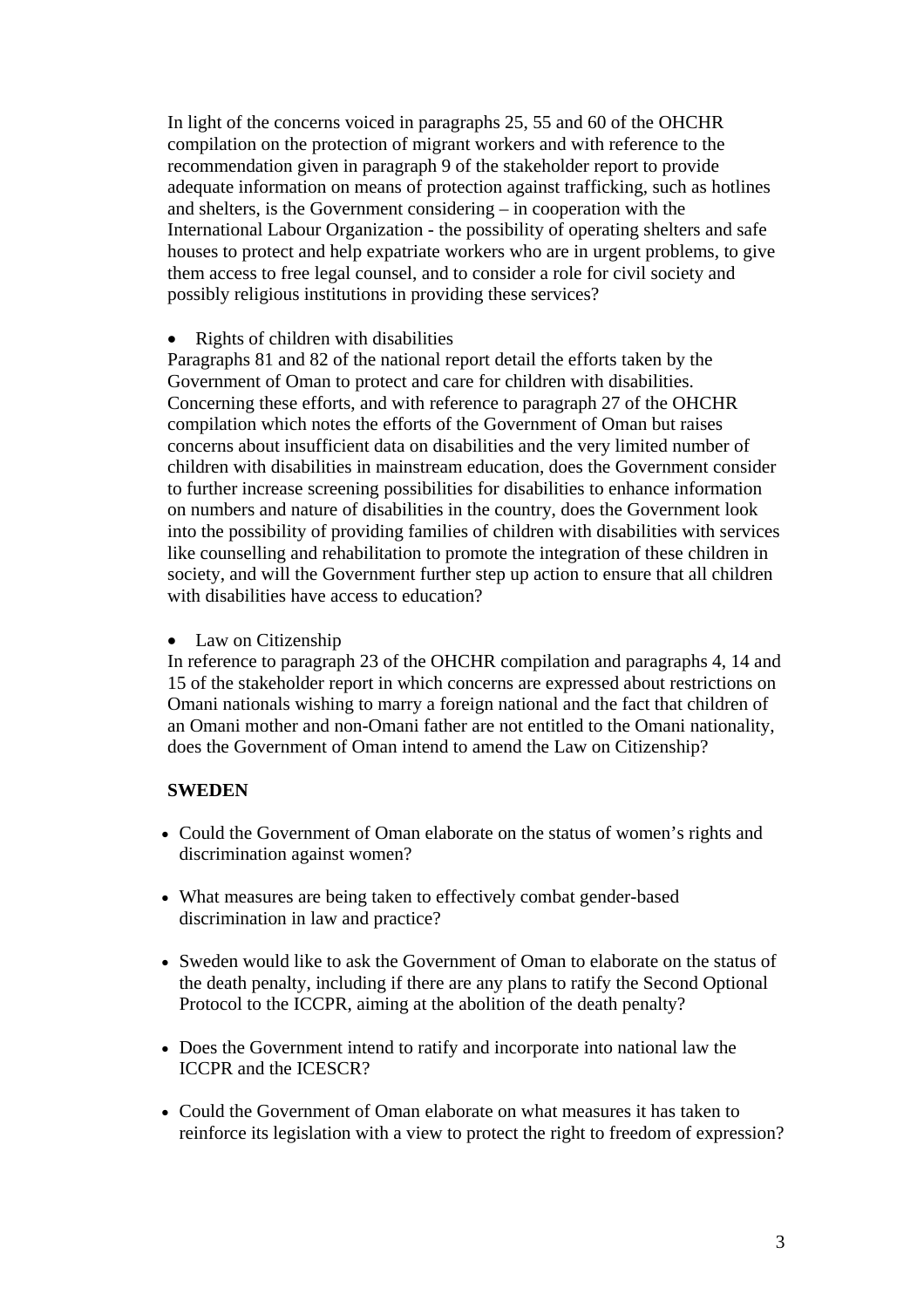In light of the concerns voiced in paragraphs 25, 55 and 60 of the OHCHR compilation on the protection of migrant workers and with reference to the recommendation given in paragraph 9 of the stakeholder report to provide adequate information on means of protection against trafficking, such as hotlines and shelters, is the Government considering – in cooperation with the International Labour Organization - the possibility of operating shelters and safe houses to protect and help expatriate workers who are in urgent problems, to give them access to free legal counsel, and to consider a role for civil society and possibly religious institutions in providing these services?

- Rights of children with disabilities

Paragraphs 81 and 82 of the national report detail the efforts taken by the Government of Oman to protect and care for children with disabilities. Concerning these efforts, and with reference to paragraph 27 of the OHCHR compilation which notes the efforts of the Government of Oman but raises concerns about insufficient data on disabilities and the very limited number of children with disabilities in mainstream education, does the Government consider to further increase screening possibilities for disabilities to enhance information on numbers and nature of disabilities in the country, does the Government look into the possibility of providing families of children with disabilities with services like counselling and rehabilitation to promote the integration of these children in society, and will the Government further step up action to ensure that all children with disabilities have access to education?

- Law on Citizenship

In reference to paragraph 23 of the OHCHR compilation and paragraphs 4, 14 and 15 of the stakeholder report in which concerns are expressed about restrictions on Omani nationals wishing to marry a foreign national and the fact that children of an Omani mother and non-Omani father are not entitled to the Omani nationality, does the Government of Oman intend to amend the Law on Citizenship?

**SWEDEN**

- Could the Government of Oman elaborate on the status of women's rights and discrimination against women?
- What measures are being taken to effectively combat gender-based discrimination in law and practice?
- Sweden would like to ask the Government of Oman to elaborate on the status of the death penalty, including if there are any plans to ratify the Second Optional Protocol to the ICCPR, aiming at the abolition of the death penalty?
- Does the Government intend to ratify and incorporate into national law the ICCPR and the ICESCR?
- Could the Government of Oman elaborate on what measures it has taken to reinforce its legislation with a view to protect the right to freedom of expression?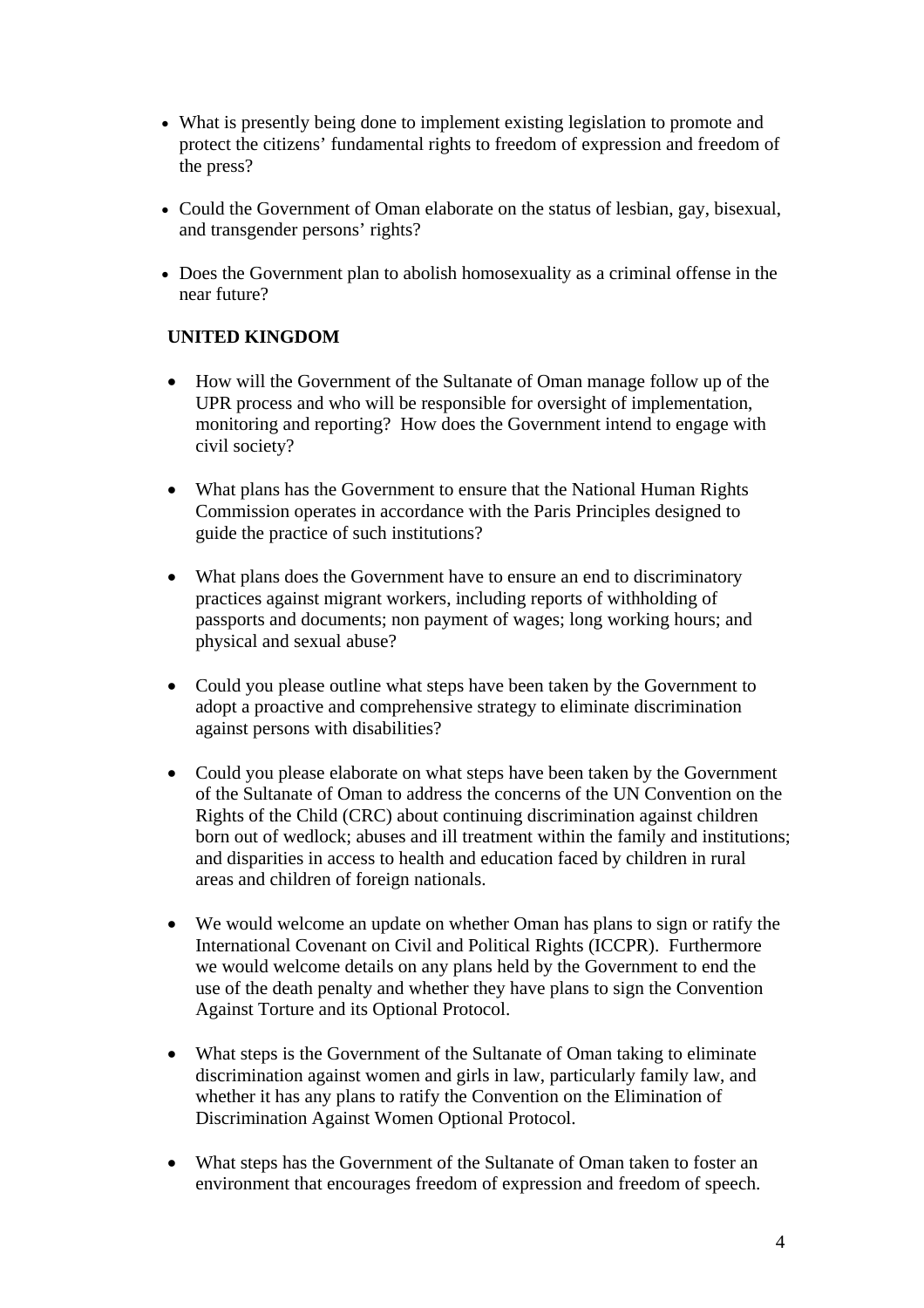- What is presently being done to implement existing legislation to promote and protect the citizens' fundamental rights to freedom of expression and freedom of the press?

- Could the Government of Oman elaborate on the status of lesbian, gay, bisexual, and transgender persons' rights?

- Does the Government plan to abolish homosexuality as a criminal offense in the near future?

**UNITED KINGDOM**

- How will the Government of the Sultanate of Oman manage follow up of the UPR process and who will be responsible for oversight of implementation, monitoring and reporting? How does the Government intend to engage with civil society?

- What plans has the Government to ensure that the National Human Rights Commission operates in accordance with the Paris Principles designed to guide the practice of such institutions?

- What plans does the Government have to ensure an end to discriminatory practices against migrant workers, including reports of withholding of passports and documents; non payment of wages; long working hours; and physical and sexual abuse?

- Could you please outline what steps have been taken by the Government to adopt a proactive and comprehensive strategy to eliminate discrimination against persons with disabilities?

- Could you please elaborate on what steps have been taken by the Government of the Sultanate of Oman to address the concerns of the UN Convention on the Rights of the Child (CRC) about continuing discrimination against children born out of wedlock; abuses and ill treatment within the family and institutions; and disparities in access to health and education faced by children in rural areas and children of foreign nationals.

- We would welcome an update on whether Oman has plans to sign or ratify the International Covenant on Civil and Political Rights (ICCPR). Furthermore we would welcome details on any plans held by the Government to end the use of the death penalty and whether they have plans to sign the Convention Against Torture and its Optional Protocol.

- What steps is the Government of the Sultanate of Oman taking to eliminate discrimination against women and girls in law, particularly family law, and whether it has any plans to ratify the Convention on the Elimination of Discrimination Against Women Optional Protocol.

- What steps has the Government of the Sultanate of Oman taken to foster an environment that encourages freedom of expression and freedom of speech.